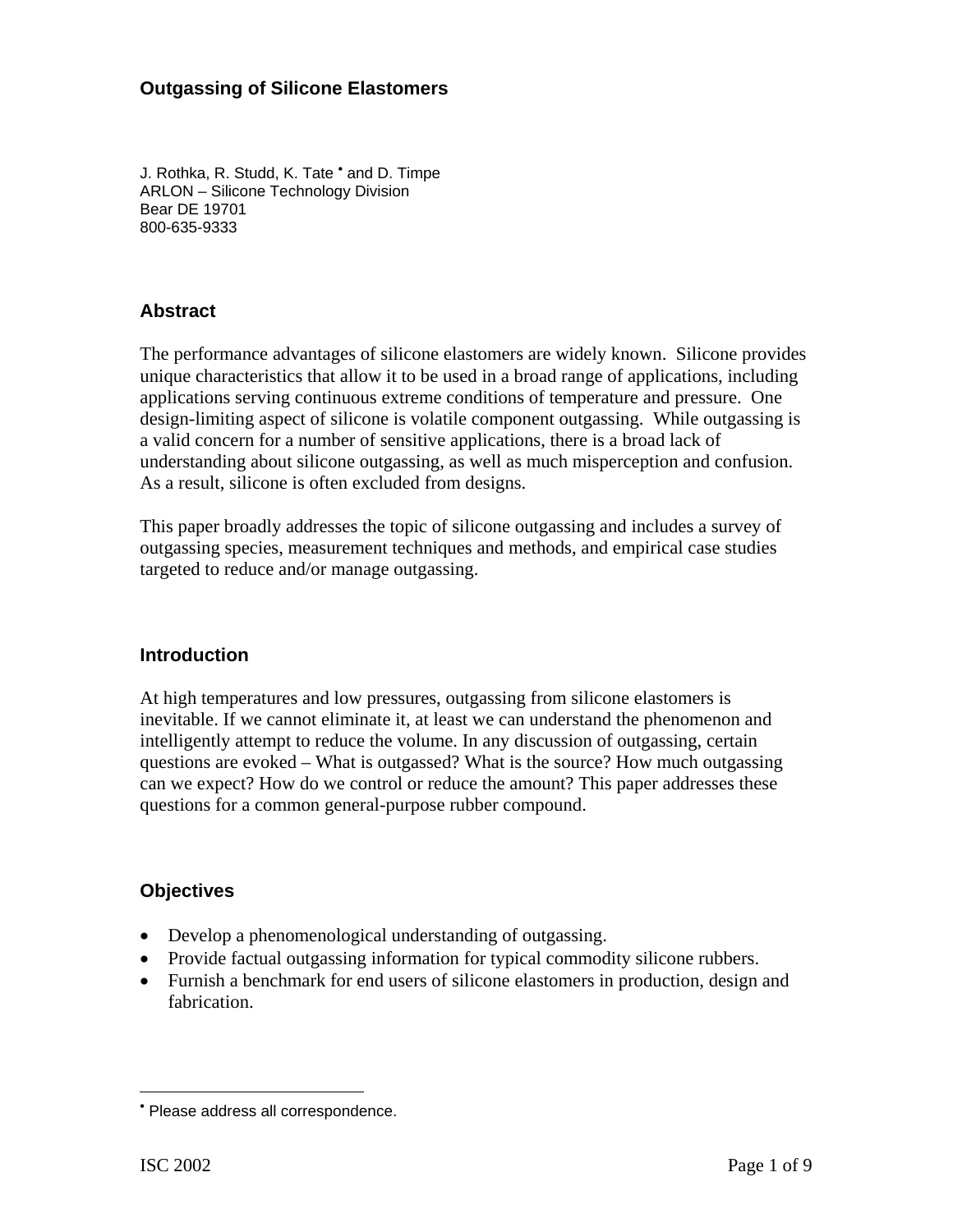# Outgassing of Silicone Elastomers

J. Rothka, R. Studd, K. Tate [•] and D. Timpe
ARLON – Silicone Technology Division
Bear DE 19701
800-635-9333

## Abstract

The performance advantages of silicone elastomers are widely known. Silicone provides unique characteristics that allow it to be used in a broad range of applications, including applications serving continuous extreme conditions of temperature and pressure. One design-limiting aspect of silicone is volatile component outgassing. While outgassing is a valid concern for a number of sensitive applications, there is a broad lack of understanding about silicone outgassing, as well as much misperception and confusion. As a result, silicone is often excluded from designs.

This paper broadly addresses the topic of silicone outgassing and includes a survey of outgassing species, measurement techniques and methods, and empirical case studies targeted to reduce and/or manage outgassing.

## Introduction

At high temperatures and low pressures, outgassing from silicone elastomers is inevitable. If we cannot eliminate it, at least we can understand the phenomenon and intelligently attempt to reduce the volume. In any discussion of outgassing, certain questions are evoked – What is outgassed? What is the source? How much outgassing can we expect? How do we control or reduce the amount? This paper addresses these questions for a common general-purpose rubber compound.

## Objectives

- Develop a phenomenological understanding of outgassing.
- Provide factual outgassing information for typical commodity silicone rubbers.
- Furnish a benchmark for end users of silicone elastomers in production, design and fabrication.

---

[•] Please address all correspondence.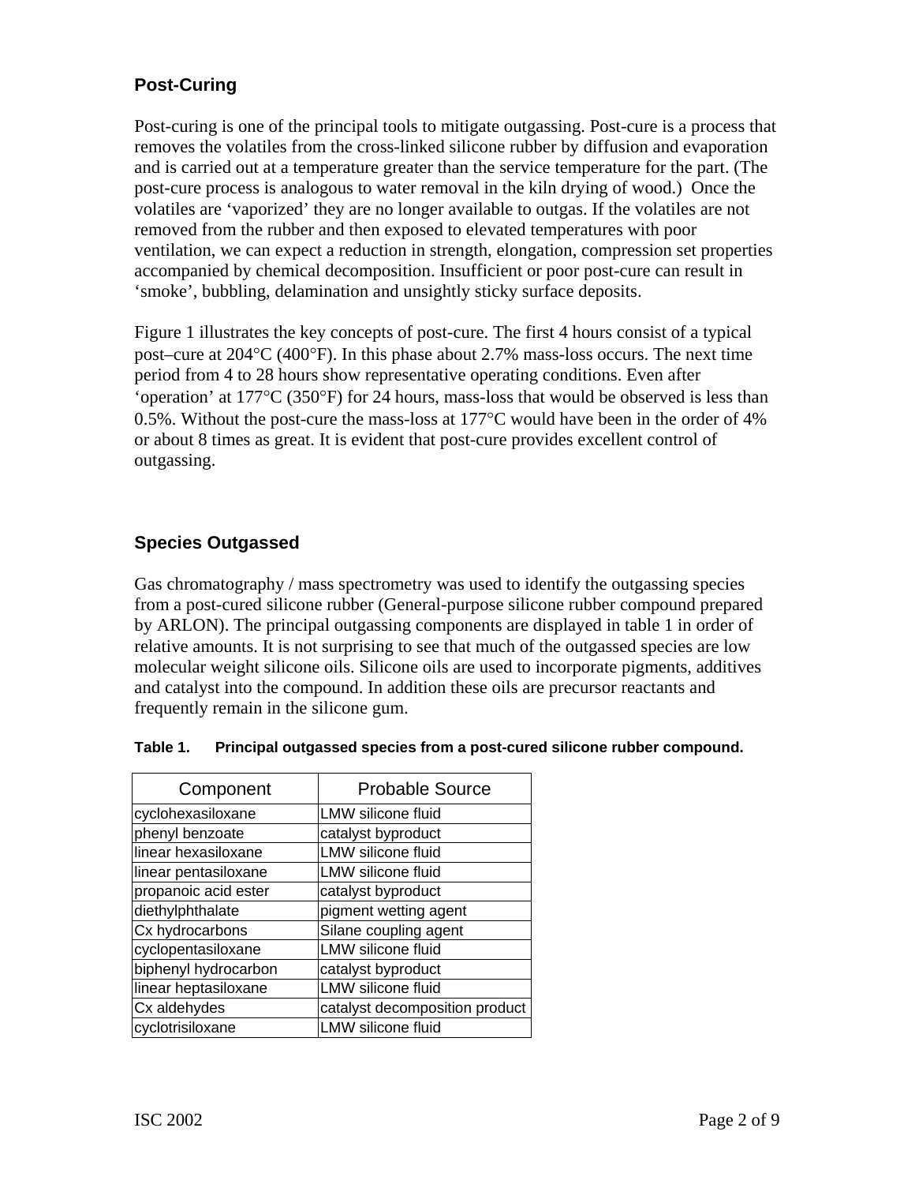## Post-Curing

Post-curing is one of the principal tools to mitigate outgassing. Post-cure is a process that removes the volatiles from the cross-linked silicone rubber by diffusion and evaporation and is carried out at a temperature greater than the service temperature for the part. (The post-cure process is analogous to water removal in the kiln drying of wood.)  Once the volatiles are 'vaporized' they are no longer available to outgas. If the volatiles are not removed from the rubber and then exposed to elevated temperatures with poor ventilation, we can expect a reduction in strength, elongation, compression set properties accompanied by chemical decomposition. Insufficient or poor post-cure can result in 'smoke', bubbling, delamination and unsightly sticky surface deposits.

Figure 1 illustrates the key concepts of post-cure. The first 4 hours consist of a typical post–cure at 204°C (400°F). In this phase about 2.7% mass-loss occurs. The next time period from 4 to 28 hours show representative operating conditions. Even after 'operation' at 177°C (350°F) for 24 hours, mass-loss that would be observed is less than 0.5%. Without the post-cure the mass-loss at 177°C would have been in the order of 4% or about 8 times as great. It is evident that post-cure provides excellent control of outgassing.

## Species Outgassed

Gas chromatography / mass spectrometry was used to identify the outgassing species from a post-cured silicone rubber (General-purpose silicone rubber compound prepared by ARLON). The principal outgassing components are displayed in table 1 in order of relative amounts. It is not surprising to see that much of the outgassed species are low molecular weight silicone oils. Silicone oils are used to incorporate pigments, additives and catalyst into the compound. In addition these oils are precursor reactants and frequently remain in the silicone gum.

**Table 1. Principal outgassed species from a post-cured silicone rubber compound.**

| Component | Probable Source |
|---|---|
| cyclohexasiloxane | LMW silicone fluid |
| phenyl benzoate | catalyst byproduct |
| linear hexasiloxane | LMW silicone fluid |
| linear pentasiloxane | LMW silicone fluid |
| propanoic acid ester | catalyst byproduct |
| diethylphthalate | pigment wetting agent |
| Cx hydrocarbons | Silane coupling agent |
| cyclopentasiloxane | LMW silicone fluid |
| biphenyl hydrocarbon | catalyst byproduct |
| linear heptasiloxane | LMW silicone fluid |
| Cx aldehydes | catalyst decomposition product |
| cyclotrisiloxane | LMW silicone fluid |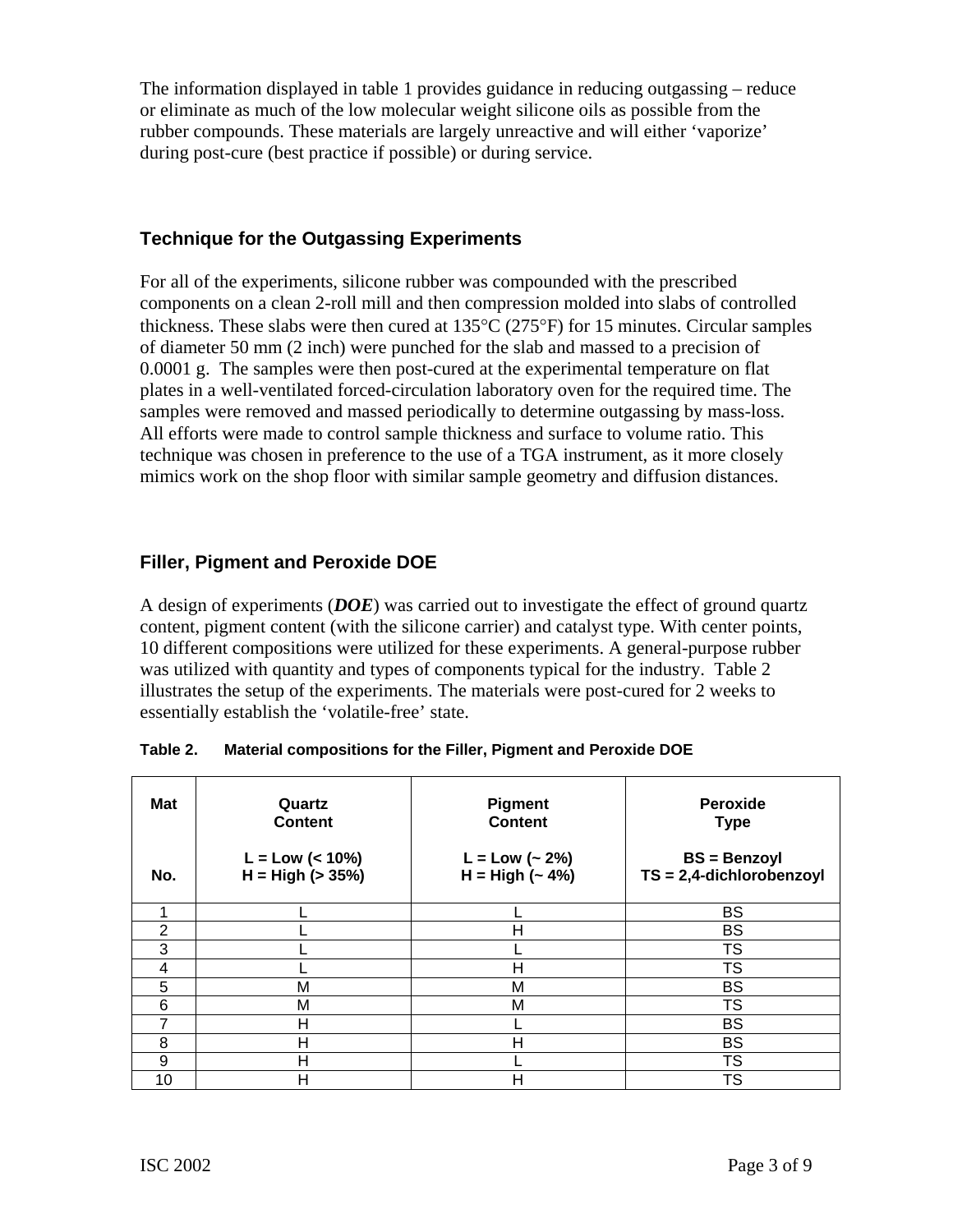The information displayed in table 1 provides guidance in reducing outgassing – reduce or eliminate as much of the low molecular weight silicone oils as possible from the rubber compounds. These materials are largely unreactive and will either 'vaporize' during post-cure (best practice if possible) or during service.

### Technique for the Outgassing Experiments

For all of the experiments, silicone rubber was compounded with the prescribed components on a clean 2-roll mill and then compression molded into slabs of controlled thickness. These slabs were then cured at 135°C (275°F) for 15 minutes. Circular samples of diameter 50 mm (2 inch) were punched for the slab and massed to a precision of 0.0001 g. The samples were then post-cured at the experimental temperature on flat plates in a well-ventilated forced-circulation laboratory oven for the required time. The samples were removed and massed periodically to determine outgassing by mass-loss. All efforts were made to control sample thickness and surface to volume ratio. This technique was chosen in preference to the use of a TGA instrument, as it more closely mimics work on the shop floor with similar sample geometry and diffusion distances.

### Filler, Pigment and Peroxide DOE

A design of experiments (***DOE***) was carried out to investigate the effect of ground quartz content, pigment content (with the silicone carrier) and catalyst type. With center points, 10 different compositions were utilized for these experiments. A general-purpose rubber was utilized with quantity and types of components typical for the industry. Table 2 illustrates the setup of the experiments. The materials were post-cured for 2 weeks to essentially establish the 'volatile-free' state.

**Table 2. Material compositions for the Filler, Pigment and Peroxide DOE**

| Mat No. | Quartz Content<br>L = Low (< 10%)<br>H = High (> 35%) | Pigment Content<br>L = Low (~ 2%)<br>H = High (~ 4%) | Peroxide Type<br>BS = Benzoyl<br>TS = 2,4-dichlorobenzoyl |
|---|---|---|---|
| 1 | L | L | BS |
| 2 | L | H | BS |
| 3 | L | L | TS |
| 4 | L | H | TS |
| 5 | M | M | BS |
| 6 | M | M | TS |
| 7 | H | L | BS |
| 8 | H | H | BS |
| 9 | H | L | TS |
| 10 | H | H | TS |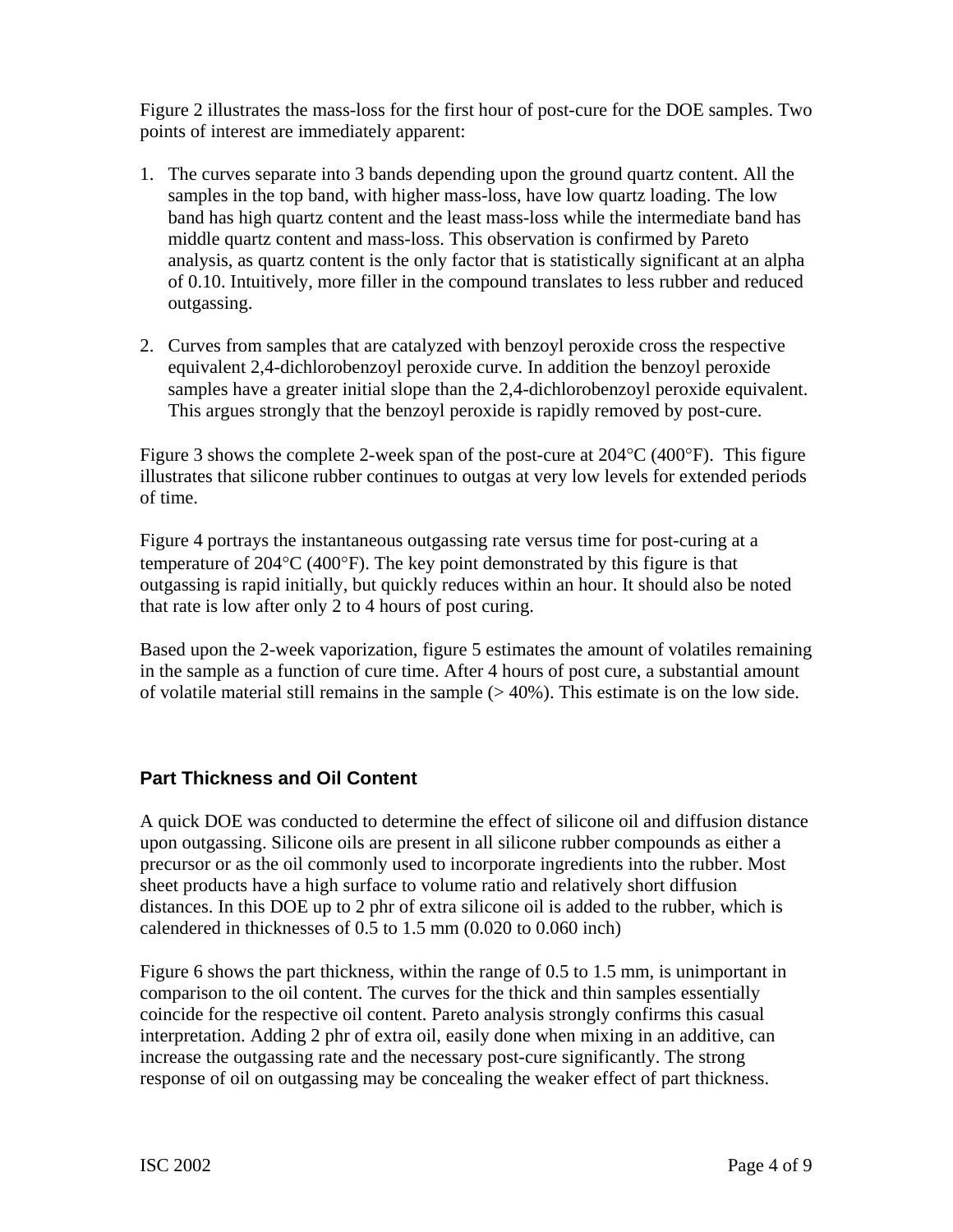Figure 2 illustrates the mass-loss for the first hour of post-cure for the DOE samples. Two points of interest are immediately apparent:

1. The curves separate into 3 bands depending upon the ground quartz content. All the samples in the top band, with higher mass-loss, have low quartz loading. The low band has high quartz content and the least mass-loss while the intermediate band has middle quartz content and mass-loss. This observation is confirmed by Pareto analysis, as quartz content is the only factor that is statistically significant at an alpha of 0.10. Intuitively, more filler in the compound translates to less rubber and reduced outgassing.

2. Curves from samples that are catalyzed with benzoyl peroxide cross the respective equivalent 2,4-dichlorobenzoyl peroxide curve. In addition the benzoyl peroxide samples have a greater initial slope than the 2,4-dichlorobenzoyl peroxide equivalent. This argues strongly that the benzoyl peroxide is rapidly removed by post-cure.

Figure 3 shows the complete 2-week span of the post-cure at 204°C (400°F). This figure illustrates that silicone rubber continues to outgas at very low levels for extended periods of time.

Figure 4 portrays the instantaneous outgassing rate versus time for post-curing at a temperature of 204°C (400°F). The key point demonstrated by this figure is that outgassing is rapid initially, but quickly reduces within an hour. It should also be noted that rate is low after only 2 to 4 hours of post curing.

Based upon the 2-week vaporization, figure 5 estimates the amount of volatiles remaining in the sample as a function of cure time. After 4 hours of post cure, a substantial amount of volatile material still remains in the sample (> 40%). This estimate is on the low side.

## Part Thickness and Oil Content

A quick DOE was conducted to determine the effect of silicone oil and diffusion distance upon outgassing. Silicone oils are present in all silicone rubber compounds as either a precursor or as the oil commonly used to incorporate ingredients into the rubber. Most sheet products have a high surface to volume ratio and relatively short diffusion distances. In this DOE up to 2 phr of extra silicone oil is added to the rubber, which is calendered in thicknesses of 0.5 to 1.5 mm (0.020 to 0.060 inch)

Figure 6 shows the part thickness, within the range of 0.5 to 1.5 mm, is unimportant in comparison to the oil content. The curves for the thick and thin samples essentially coincide for the respective oil content. Pareto analysis strongly confirms this casual interpretation. Adding 2 phr of extra oil, easily done when mixing in an additive, can increase the outgassing rate and the necessary post-cure significantly. The strong response of oil on outgassing may be concealing the weaker effect of part thickness.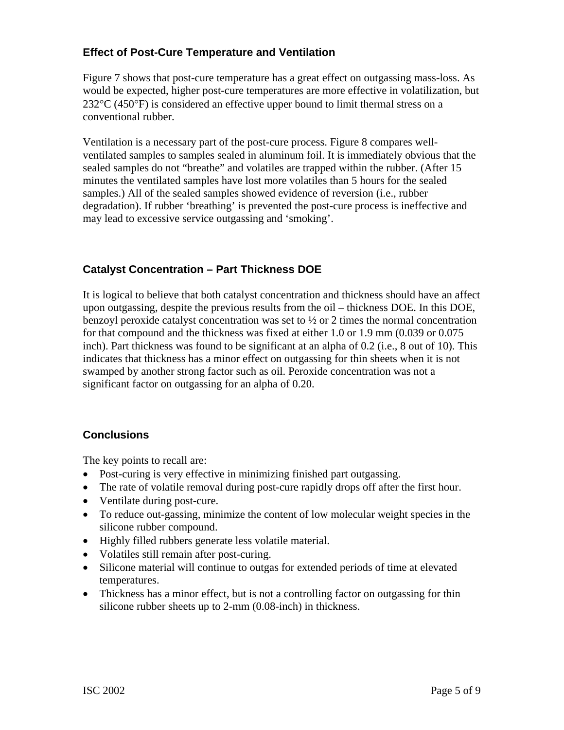### Effect of Post-Cure Temperature and Ventilation

Figure 7 shows that post-cure temperature has a great effect on outgassing mass-loss. As would be expected, higher post-cure temperatures are more effective in volatilization, but 232°C (450°F) is considered an effective upper bound to limit thermal stress on a conventional rubber.

Ventilation is a necessary part of the post-cure process. Figure 8 compares well-ventilated samples to samples sealed in aluminum foil. It is immediately obvious that the sealed samples do not "breathe" and volatiles are trapped within the rubber. (After 15 minutes the ventilated samples have lost more volatiles than 5 hours for the sealed samples.) All of the sealed samples showed evidence of reversion (i.e., rubber degradation). If rubber 'breathing' is prevented the post-cure process is ineffective and may lead to excessive service outgassing and 'smoking'.

### Catalyst Concentration – Part Thickness DOE

It is logical to believe that both catalyst concentration and thickness should have an affect upon outgassing, despite the previous results from the oil – thickness DOE. In this DOE, benzoyl peroxide catalyst concentration was set to ½ or 2 times the normal concentration for that compound and the thickness was fixed at either 1.0 or 1.9 mm (0.039 or 0.075 inch). Part thickness was found to be significant at an alpha of 0.2 (i.e., 8 out of 10). This indicates that thickness has a minor effect on outgassing for thin sheets when it is not swamped by another strong factor such as oil. Peroxide concentration was not a significant factor on outgassing for an alpha of 0.20.

### Conclusions

The key points to recall are:

- Post-curing is very effective in minimizing finished part outgassing.
- The rate of volatile removal during post-cure rapidly drops off after the first hour.
- Ventilate during post-cure.
- To reduce out-gassing, minimize the content of low molecular weight species in the silicone rubber compound.
- Highly filled rubbers generate less volatile material.
- Volatiles still remain after post-curing.
- Silicone material will continue to outgas for extended periods of time at elevated temperatures.
- Thickness has a minor effect, but is not a controlling factor on outgassing for thin silicone rubber sheets up to 2-mm (0.08-inch) in thickness.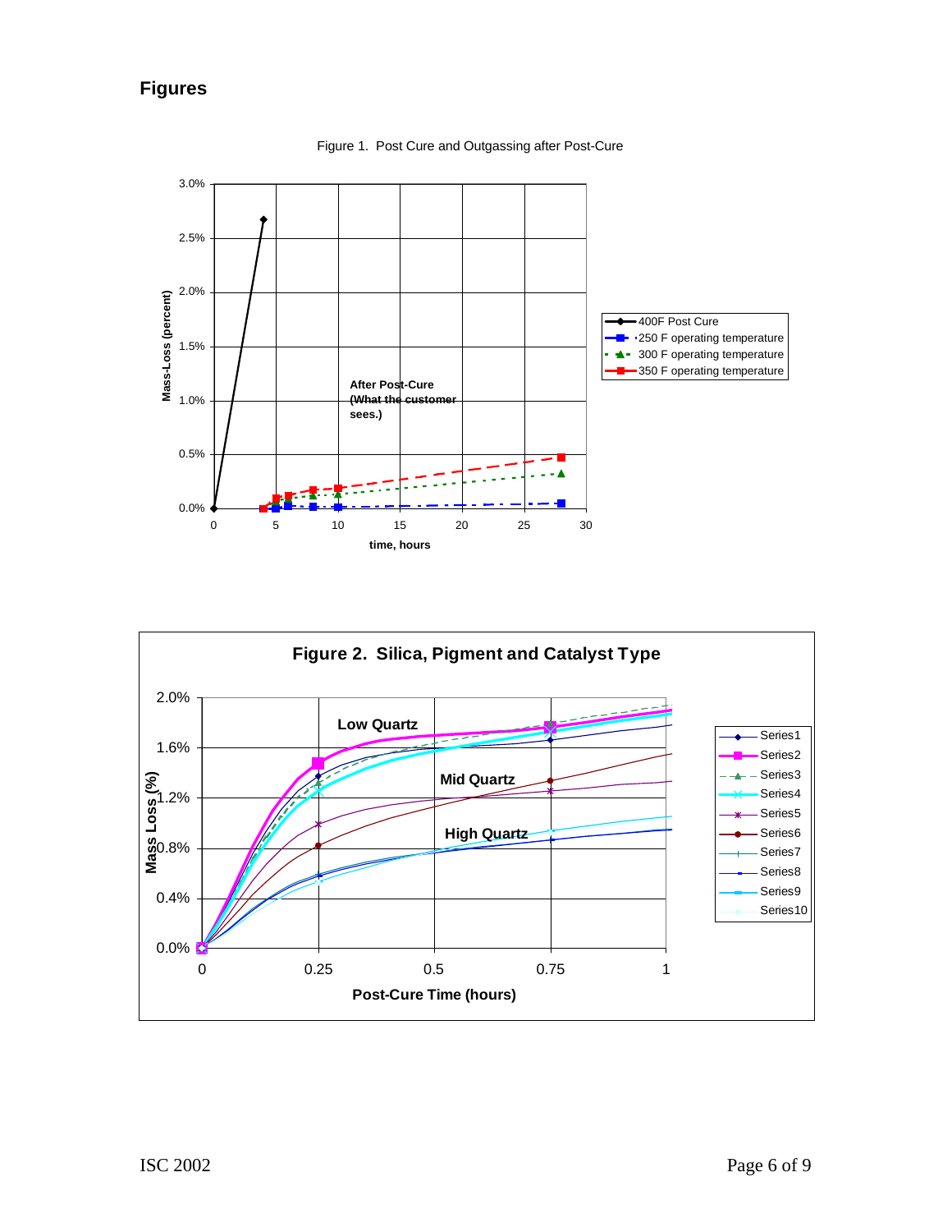## Figures

Figure 1. Post Cure and Outgassing after Post-Cure

Figure 2. Silica, Pigment and Catalyst Type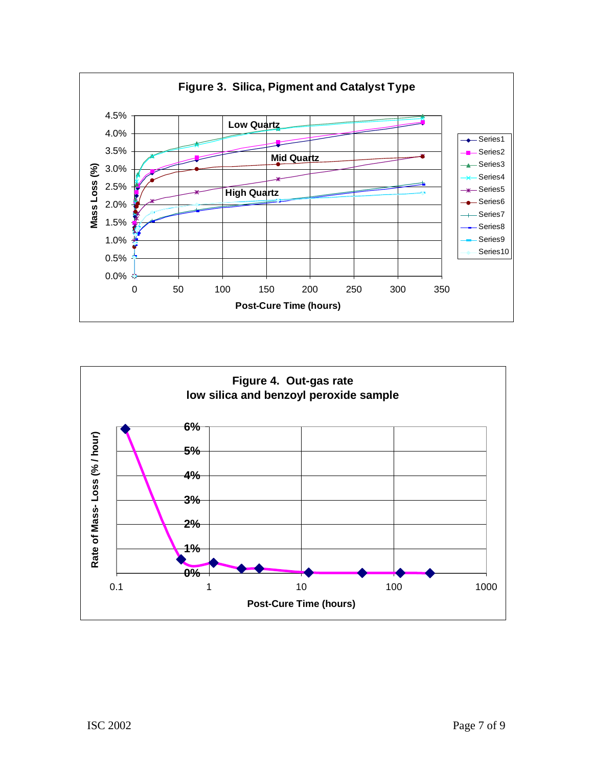**Figure 3. Silica, Pigment and Catalyst Type**

**Figure 4. Out-gas rate low silica and benzoyl peroxide sample**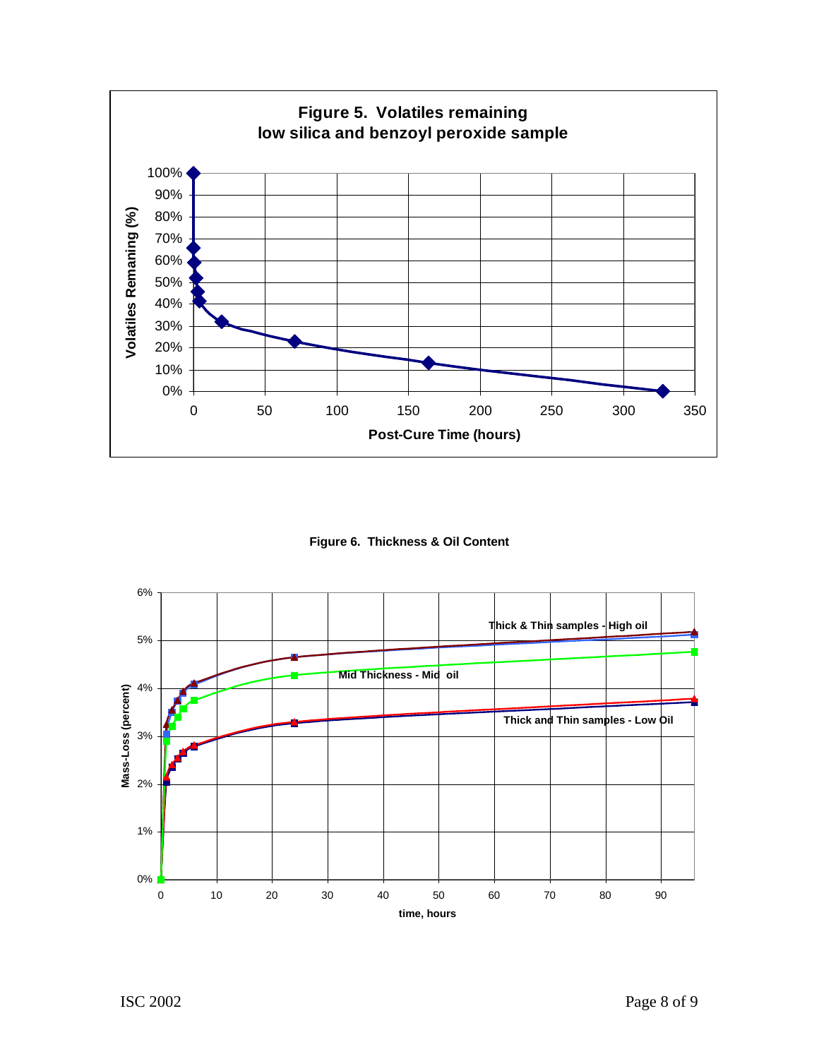**Figure 5. Volatiles remaining low silica and benzoyl peroxide sample**

**Figure 6. Thickness & Oil Content**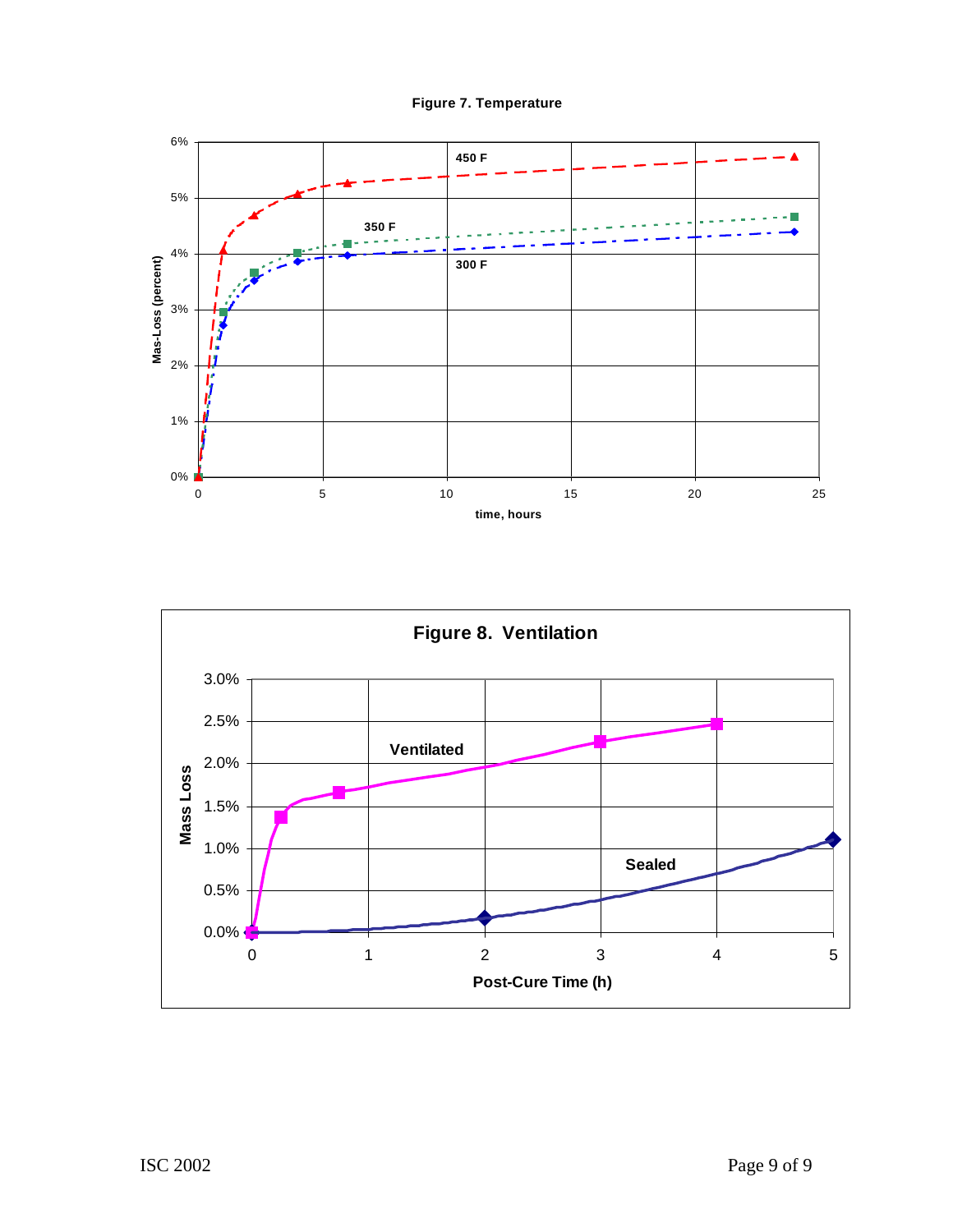**Figure 7. Temperature**

6%
5%
4%
3%
2%
1%
0%

Mas-Loss (percent)

0
5
10
15
20
25

time, hours

450 F
350 F
300 F

**Figure 8. Ventilation**

3.0%
2.5%
2.0%
1.5%
1.0%
0.5%
0.0%

Mass Loss

0
1
2
3
4
5

Post-Cure Time (h)

Ventilated
Sealed